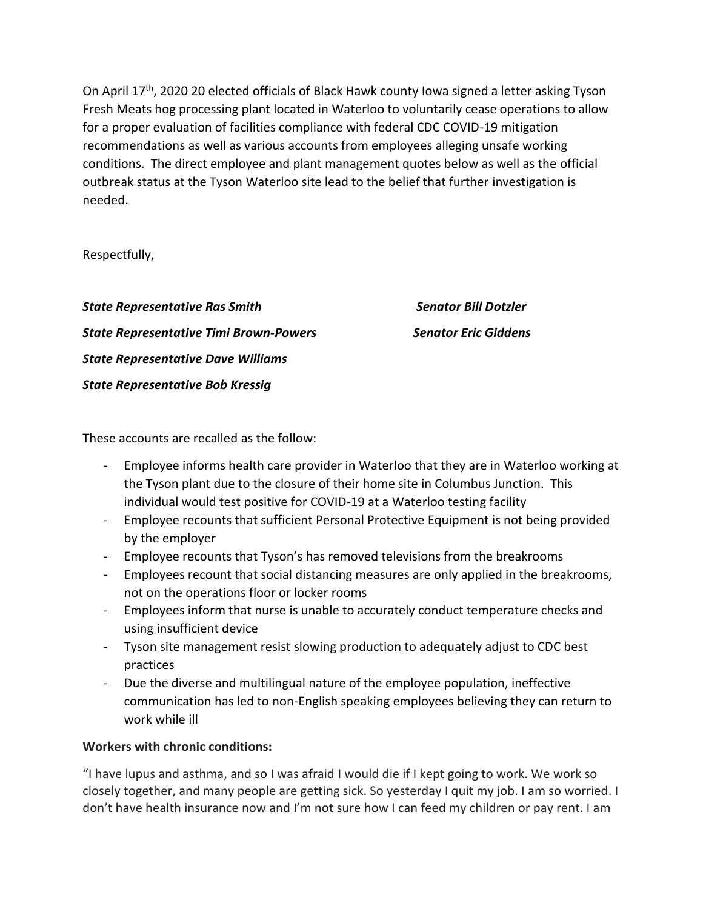On April 17th, 2020 20 elected officials of Black Hawk county Iowa signed a letter asking Tyson Fresh Meats hog processing plant located in Waterloo to voluntarily cease operations to allow for a proper evaluation of facilities compliance with federal CDC COVID-19 mitigation recommendations as well as various accounts from employees alleging unsafe working conditions. The direct employee and plant management quotes below as well as the official outbreak status at the Tyson Waterloo site lead to the belief that further investigation is needed.

Respectfully,

***State Representative Ras Smith***

***State Representative Timi Brown-Powers***

***State Representative Dave Williams***

***State Representative Bob Kressig***

***Senator Bill Dotzler***

***Senator Eric Giddens***

These accounts are recalled as the follow:

- Employee informs health care provider in Waterloo that they are in Waterloo working at the Tyson plant due to the closure of their home site in Columbus Junction. This individual would test positive for COVID-19 at a Waterloo testing facility
- Employee recounts that sufficient Personal Protective Equipment is not being provided by the employer
- Employee recounts that Tyson's has removed televisions from the breakrooms
- Employees recount that social distancing measures are only applied in the breakrooms, not on the operations floor or locker rooms
- Employees inform that nurse is unable to accurately conduct temperature checks and using insufficient device
- Tyson site management resist slowing production to adequately adjust to CDC best practices
- Due the diverse and multilingual nature of the employee population, ineffective communication has led to non-English speaking employees believing they can return to work while ill

**Workers with chronic conditions:**

"I have lupus and asthma, and so I was afraid I would die if I kept going to work. We work so closely together, and many people are getting sick. So yesterday I quit my job. I am so worried. I don't have health insurance now and I'm not sure how I can feed my children or pay rent. I am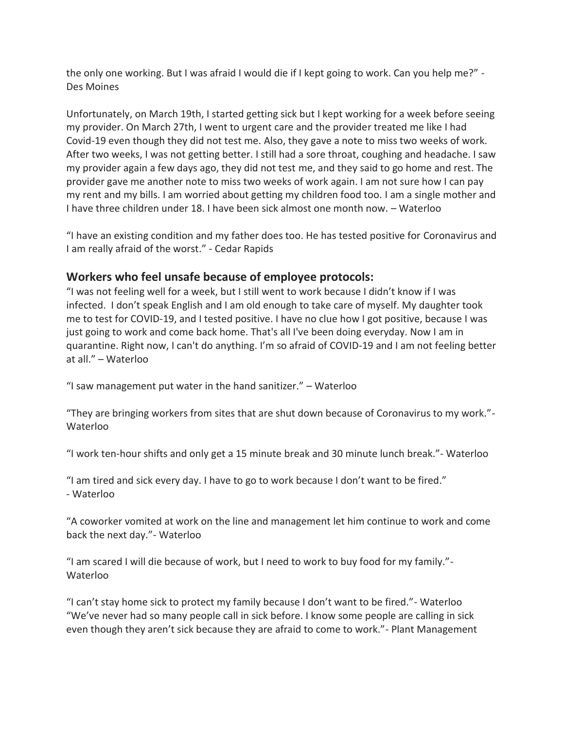the only one working. But I was afraid I would die if I kept going to work. Can you help me?" - Des Moines

Unfortunately, on March 19th, I started getting sick but I kept working for a week before seeing my provider. On March 27th, I went to urgent care and the provider treated me like I had Covid-19 even though they did not test me. Also, they gave a note to miss two weeks of work. After two weeks, I was not getting better. I still had a sore throat, coughing and headache. I saw my provider again a few days ago, they did not test me, and they said to go home and rest. The provider gave me another note to miss two weeks of work again. I am not sure how I can pay my rent and my bills. I am worried about getting my children food too. I am a single mother and I have three children under 18. I have been sick almost one month now. – Waterloo

"I have an existing condition and my father does too. He has tested positive for Coronavirus and I am really afraid of the worst." - Cedar Rapids

## Workers who feel unsafe because of employee protocols:

"I was not feeling well for a week, but I still went to work because I didn't know if I was infected. I don't speak English and I am old enough to take care of myself. My daughter took me to test for COVID-19, and I tested positive. I have no clue how I got positive, because I was just going to work and come back home. That's all I've been doing everyday. Now I am in quarantine. Right now, I can't do anything. I'm so afraid of COVID-19 and I am not feeling better at all." – Waterloo

"I saw management put water in the hand sanitizer." – Waterloo

"They are bringing workers from sites that are shut down because of Coronavirus to my work."- Waterloo

"I work ten-hour shifts and only get a 15 minute break and 30 minute lunch break."- Waterloo

"I am tired and sick every day. I have to go to work because I don't want to be fired." - Waterloo

"A coworker vomited at work on the line and management let him continue to work and come back the next day."- Waterloo

"I am scared I will die because of work, but I need to work to buy food for my family."- Waterloo

"I can't stay home sick to protect my family because I don't want to be fired."- Waterloo
"We've never had so many people call in sick before. I know some people are calling in sick even though they aren't sick because they are afraid to come to work."- Plant Management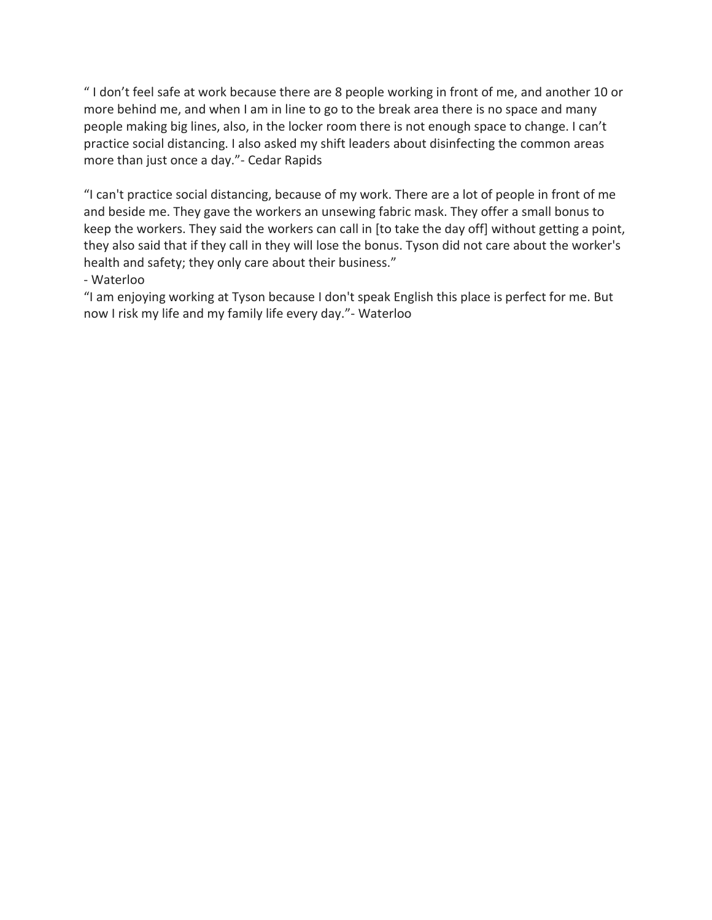“ I don’t feel safe at work because there are 8 people working in front of me, and another 10 or more behind me, and when I am in line to go to the break area there is no space and many people making big lines, also, in the locker room there is not enough space to change. I can’t practice social distancing. I also asked my shift leaders about disinfecting the common areas more than just once a day.”- Cedar Rapids

“I can't practice social distancing, because of my work. There are a lot of people in front of me and beside me. They gave the workers an unsewing fabric mask. They offer a small bonus to keep the workers. They said the workers can call in [to take the day off] without getting a point, they also said that if they call in they will lose the bonus. Tyson did not care about the worker's health and safety; they only care about their business.”
- Waterloo

“I am enjoying working at Tyson because I don't speak English this place is perfect for me. But now I risk my life and my family life every day.”- Waterloo